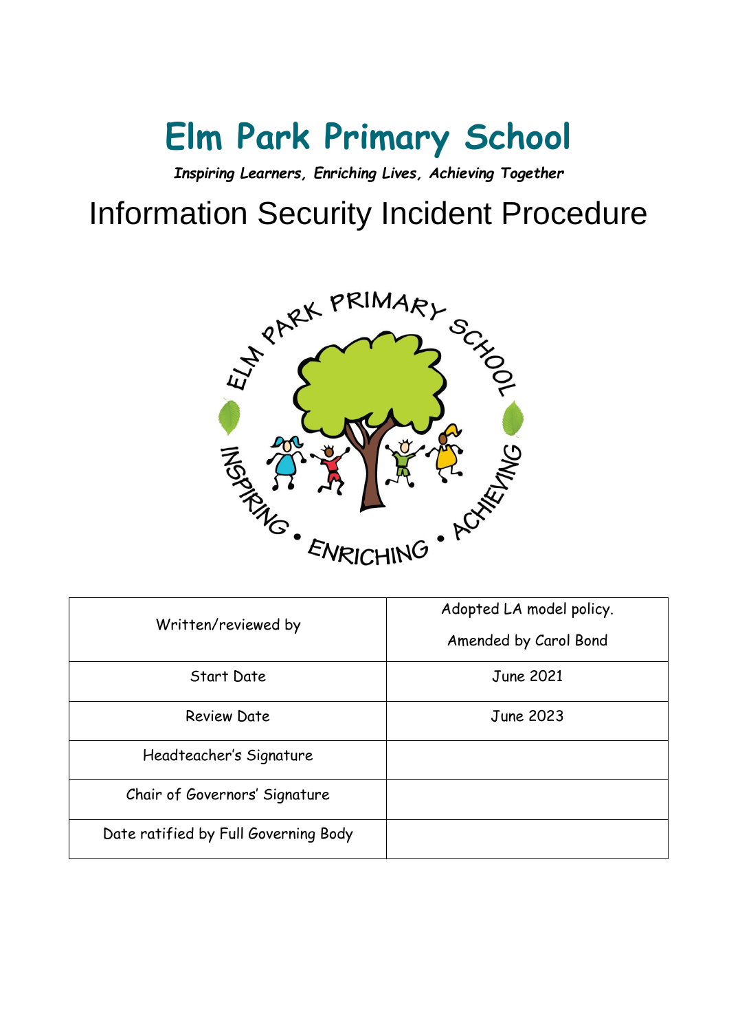# Elm Park Primary School

***Inspiring Learners, Enriching Lives, Achieving Together***

## Information Security Incident Procedure

| Written/reviewed by | Adopted LA model policy.<br>Amended by Carol Bond |
|---|---|
| Start Date | June 2021 |
| Review Date | June 2023 |
| Headteacher's Signature | |
| Chair of Governors' Signature | |
| Date ratified by Full Governing Body | |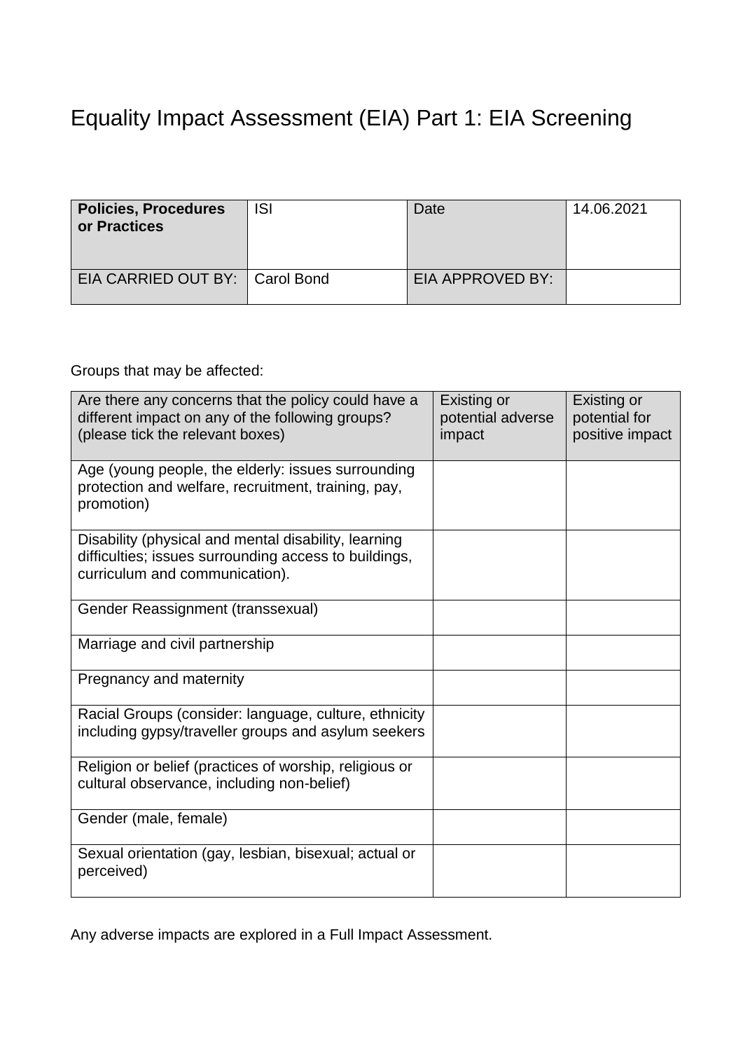# Equality Impact Assessment (EIA) Part 1: EIA Screening

| **Policies, Procedures or Practices** | ISI | Date | 14.06.2021 |
|---|---|---|---|
| EIA CARRIED OUT BY: | Carol Bond | EIA APPROVED BY: | |

Groups that may be affected:

| Are there any concerns that the policy could have a different impact on any of the following groups? (please tick the relevant boxes) | Existing or potential adverse impact | Existing or potential for positive impact |
|---|---|---|
| Age (young people, the elderly: issues surrounding protection and welfare, recruitment, training, pay, promotion) | | |
| Disability (physical and mental disability, learning difficulties; issues surrounding access to buildings, curriculum and communication). | | |
| Gender Reassignment (transsexual) | | |
| Marriage and civil partnership | | |
| Pregnancy and maternity | | |
| Racial Groups (consider: language, culture, ethnicity including gypsy/traveller groups and asylum seekers | | |
| Religion or belief (practices of worship, religious or cultural observance, including non-belief) | | |
| Gender (male, female) | | |
| Sexual orientation (gay, lesbian, bisexual; actual or perceived) | | |

Any adverse impacts are explored in a Full Impact Assessment.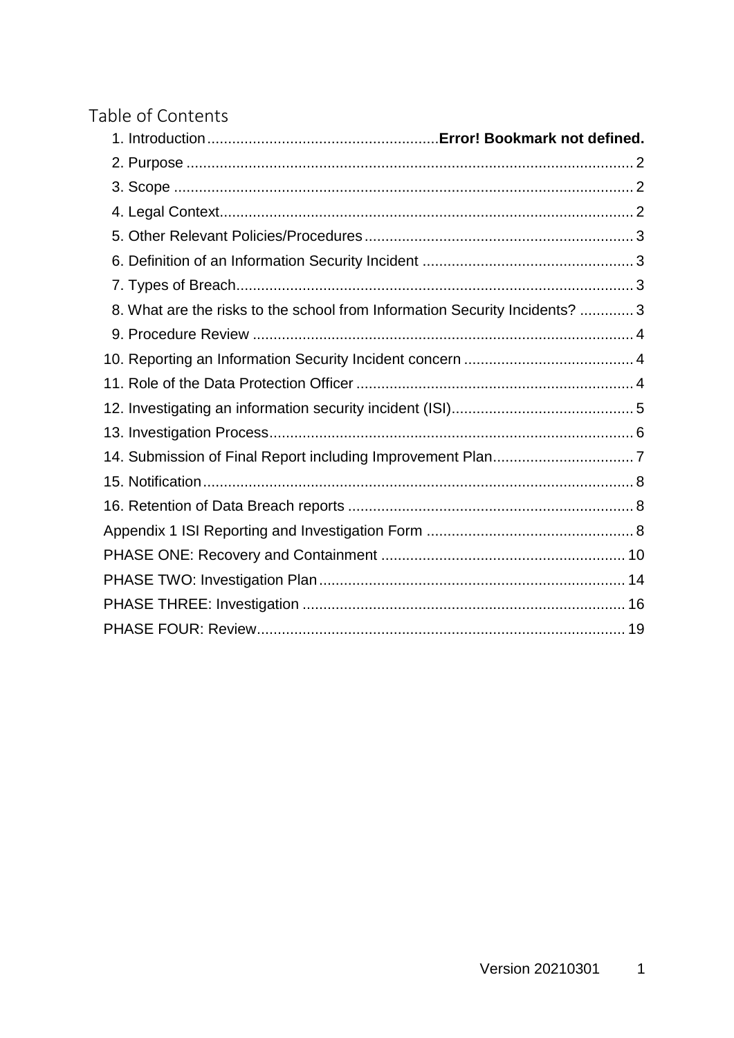## Table of Contents

1. Introduction ........................................................ Error! Bookmark not defined.
2. Purpose ........................................................ 2
3. Scope ........................................................ 2
4. Legal Context ........................................................ 2
5. Other Relevant Policies/Procedures ........................................................ 3
6. Definition of an Information Security Incident ........................................................ 3
7. Types of Breach ........................................................ 3
8. What are the risks to the school from Information Security Incidents? ........................................................ 3
9. Procedure Review ........................................................ 4
10. Reporting an Information Security Incident concern ........................................................ 4
11. Role of the Data Protection Officer ........................................................ 4
12. Investigating an information security incident (ISI) ........................................................ 5
13. Investigation Process ........................................................ 6
14. Submission of Final Report including Improvement Plan ........................................................ 7
15. Notification ........................................................ 8
16. Retention of Data Breach reports ........................................................ 8

Appendix 1 ISI Reporting and Investigation Form ........................................................ 8

PHASE ONE: Recovery and Containment ........................................................ 10

PHASE TWO: Investigation Plan ........................................................ 14

PHASE THREE: Investigation ........................................................ 16

PHASE FOUR: Review ........................................................ 19

Version 20210301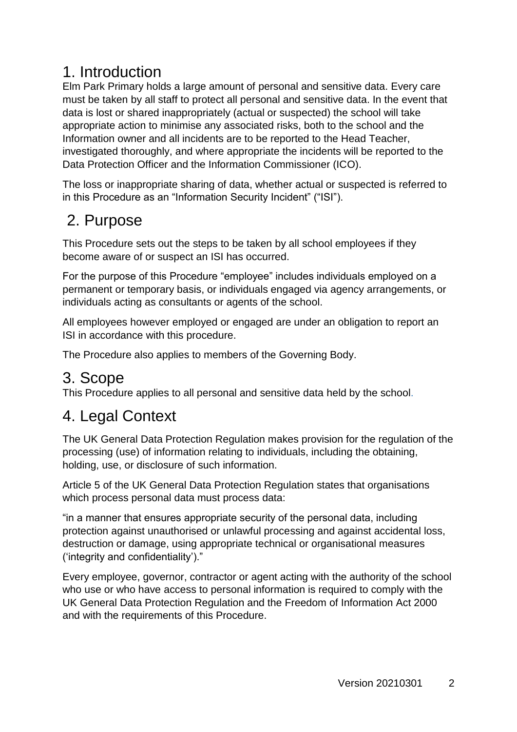# 1. Introduction

Elm Park Primary holds a large amount of personal and sensitive data. Every care must be taken by all staff to protect all personal and sensitive data. In the event that data is lost or shared inappropriately (actual or suspected) the school will take appropriate action to minimise any associated risks, both to the school and the Information owner and all incidents are to be reported to the Head Teacher, investigated thoroughly, and where appropriate the incidents will be reported to the Data Protection Officer and the Information Commissioner (ICO).

The loss or inappropriate sharing of data, whether actual or suspected is referred to in this Procedure as an "Information Security Incident" ("ISI").

# 2. Purpose

This Procedure sets out the steps to be taken by all school employees if they become aware of or suspect an ISI has occurred.

For the purpose of this Procedure "employee" includes individuals employed on a permanent or temporary basis, or individuals engaged via agency arrangements, or individuals acting as consultants or agents of the school.

All employees however employed or engaged are under an obligation to report an ISI in accordance with this procedure.

The Procedure also applies to members of the Governing Body.

# 3. Scope

This Procedure applies to all personal and sensitive data held by the school.

# 4. Legal Context

The UK General Data Protection Regulation makes provision for the regulation of the processing (use) of information relating to individuals, including the obtaining, holding, use, or disclosure of such information.

Article 5 of the UK General Data Protection Regulation states that organisations which process personal data must process data:

"in a manner that ensures appropriate security of the personal data, including protection against unauthorised or unlawful processing and against accidental loss, destruction or damage, using appropriate technical or organisational measures ('integrity and confidentiality')."

Every employee, governor, contractor or agent acting with the authority of the school who use or who have access to personal information is required to comply with the UK General Data Protection Regulation and the Freedom of Information Act 2000 and with the requirements of this Procedure.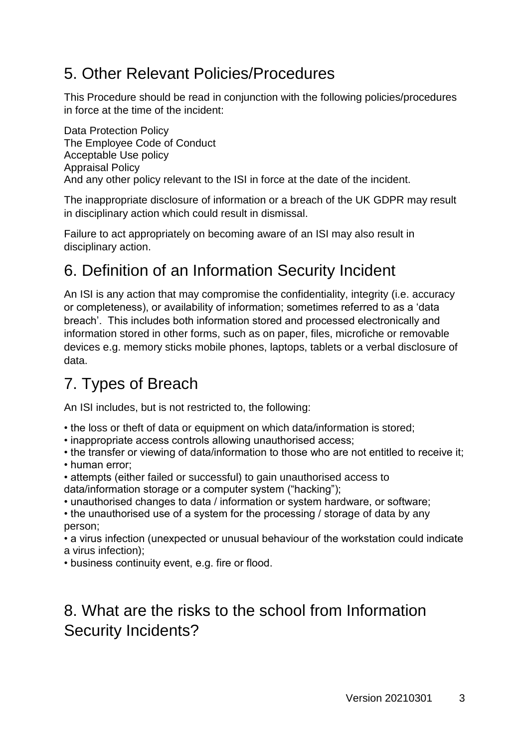## 5. Other Relevant Policies/Procedures

This Procedure should be read in conjunction with the following policies/procedures in force at the time of the incident:

Data Protection Policy
The Employee Code of Conduct
Acceptable Use policy
Appraisal Policy
And any other policy relevant to the ISI in force at the date of the incident.

The inappropriate disclosure of information or a breach of the UK GDPR may result in disciplinary action which could result in dismissal.

Failure to act appropriately on becoming aware of an ISI may also result in disciplinary action.

## 6. Definition of an Information Security Incident

An ISI is any action that may compromise the confidentiality, integrity (i.e. accuracy or completeness), or availability of information; sometimes referred to as a 'data breach'. This includes both information stored and processed electronically and information stored in other forms, such as on paper, files, microfiche or removable devices e.g. memory sticks mobile phones, laptops, tablets or a verbal disclosure of data.

## 7. Types of Breach

An ISI includes, but is not restricted to, the following:

- the loss or theft of data or equipment on which data/information is stored;
- inappropriate access controls allowing unauthorised access;
- the transfer or viewing of data/information to those who are not entitled to receive it;
- human error;
- attempts (either failed or successful) to gain unauthorised access to data/information storage or a computer system ("hacking");
- unauthorised changes to data / information or system hardware, or software;
- the unauthorised use of a system for the processing / storage of data by any person;
- a virus infection (unexpected or unusual behaviour of the workstation could indicate a virus infection);
- business continuity event, e.g. fire or flood.

## 8. What are the risks to the school from Information Security Incidents?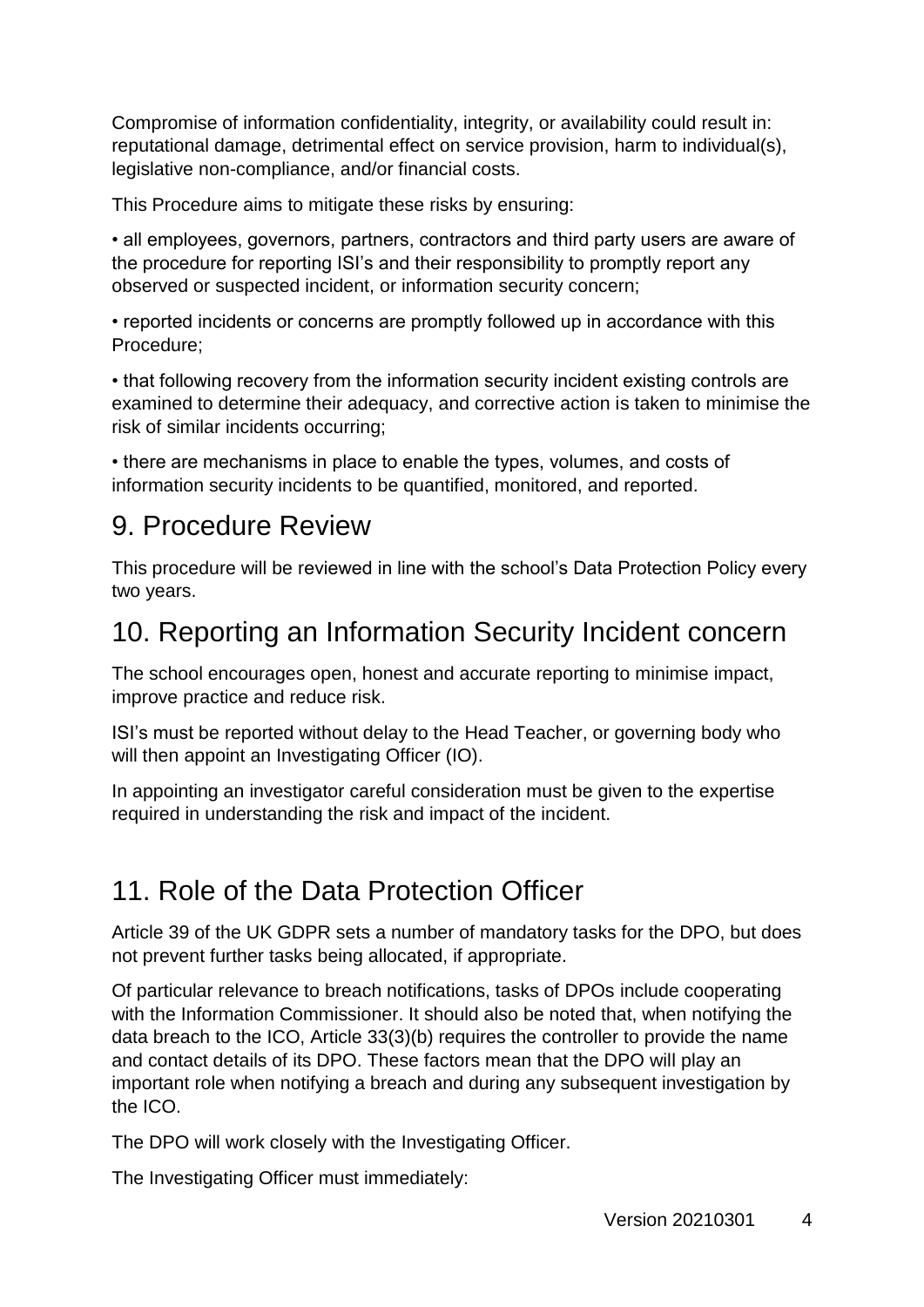Compromise of information confidentiality, integrity, or availability could result in: reputational damage, detrimental effect on service provision, harm to individual(s), legislative non-compliance, and/or financial costs.

This Procedure aims to mitigate these risks by ensuring:

- all employees, governors, partners, contractors and third party users are aware of the procedure for reporting ISI's and their responsibility to promptly report any observed or suspected incident, or information security concern;

- reported incidents or concerns are promptly followed up in accordance with this Procedure;

- that following recovery from the information security incident existing controls are examined to determine their adequacy, and corrective action is taken to minimise the risk of similar incidents occurring;

- there are mechanisms in place to enable the types, volumes, and costs of information security incidents to be quantified, monitored, and reported.

## 9. Procedure Review

This procedure will be reviewed in line with the school's Data Protection Policy every two years.

## 10. Reporting an Information Security Incident concern

The school encourages open, honest and accurate reporting to minimise impact, improve practice and reduce risk.

ISI's must be reported without delay to the Head Teacher, or governing body who will then appoint an Investigating Officer (IO).

In appointing an investigator careful consideration must be given to the expertise required in understanding the risk and impact of the incident.

## 11. Role of the Data Protection Officer

Article 39 of the UK GDPR sets a number of mandatory tasks for the DPO, but does not prevent further tasks being allocated, if appropriate.

Of particular relevance to breach notifications, tasks of DPOs include cooperating with the Information Commissioner. It should also be noted that, when notifying the data breach to the ICO, Article 33(3)(b) requires the controller to provide the name and contact details of its DPO. These factors mean that the DPO will play an important role when notifying a breach and during any subsequent investigation by the ICO.

The DPO will work closely with the Investigating Officer.

The Investigating Officer must immediately: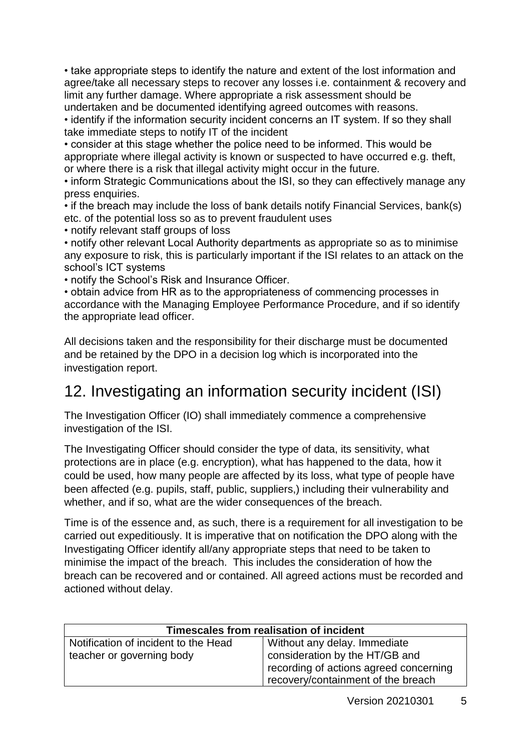- take appropriate steps to identify the nature and extent of the lost information and agree/take all necessary steps to recover any losses i.e. containment & recovery and limit any further damage. Where appropriate a risk assessment should be undertaken and be documented identifying agreed outcomes with reasons.
- identify if the information security incident concerns an IT system. If so they shall take immediate steps to notify IT of the incident
- consider at this stage whether the police need to be informed. This would be appropriate where illegal activity is known or suspected to have occurred e.g. theft, or where there is a risk that illegal activity might occur in the future.
- inform Strategic Communications about the ISI, so they can effectively manage any press enquiries.
- if the breach may include the loss of bank details notify Financial Services, bank(s) etc. of the potential loss so as to prevent fraudulent uses
- notify relevant staff groups of loss
- notify other relevant Local Authority departments as appropriate so as to minimise any exposure to risk, this is particularly important if the ISI relates to an attack on the school's ICT systems
- notify the School's Risk and Insurance Officer.
- obtain advice from HR as to the appropriateness of commencing processes in accordance with the Managing Employee Performance Procedure, and if so identify the appropriate lead officer.

All decisions taken and the responsibility for their discharge must be documented and be retained by the DPO in a decision log which is incorporated into the investigation report.

# 12. Investigating an information security incident (ISI)

The Investigation Officer (IO) shall immediately commence a comprehensive investigation of the ISI.

The Investigating Officer should consider the type of data, its sensitivity, what protections are in place (e.g. encryption), what has happened to the data, how it could be used, how many people are affected by its loss, what type of people have been affected (e.g. pupils, staff, public, suppliers,) including their vulnerability and whether, and if so, what are the wider consequences of the breach.

Time is of the essence and, as such, there is a requirement for all investigation to be carried out expeditiously. It is imperative that on notification the DPO along with the Investigating Officer identify all/any appropriate steps that need to be taken to minimise the impact of the breach. This includes the consideration of how the breach can be recovered and or contained. All agreed actions must be recorded and actioned without delay.

| **Timescales from realisation of incident** | |
|---|---|
| Notification of incident to the Head teacher or governing body | Without any delay. Immediate consideration by the HT/GB and recording of actions agreed concerning recovery/containment of the breach |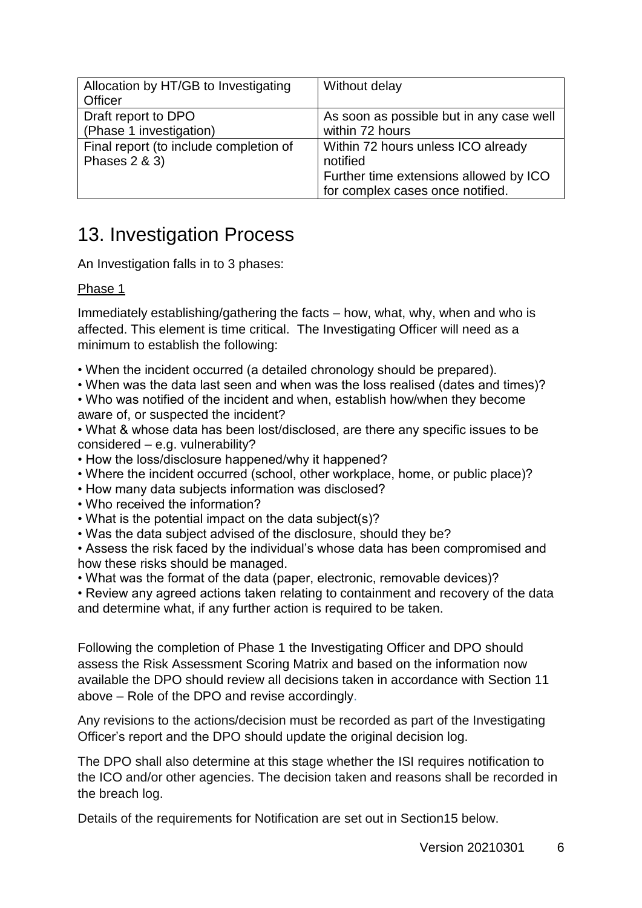| Allocation by HT/GB to Investigating Officer | Without delay |
| --- | --- |
| Draft report to DPO (Phase 1 investigation) | As soon as possible but in any case well within 72 hours |
| Final report (to include completion of Phases 2 & 3) | Within 72 hours unless ICO already notified<br>Further time extensions allowed by ICO for complex cases once notified. |

# 13. Investigation Process

An Investigation falls in to 3 phases:

Phase 1

Immediately establishing/gathering the facts – how, what, why, when and who is affected. This element is time critical. The Investigating Officer will need as a minimum to establish the following:

• When the incident occurred (a detailed chronology should be prepared).
• When was the data last seen and when was the loss realised (dates and times)?
• Who was notified of the incident and when, establish how/when they become aware of, or suspected the incident?
• What & whose data has been lost/disclosed, are there any specific issues to be considered – e.g. vulnerability?
• How the loss/disclosure happened/why it happened?
• Where the incident occurred (school, other workplace, home, or public place)?
• How many data subjects information was disclosed?
• Who received the information?
• What is the potential impact on the data subject(s)?
• Was the data subject advised of the disclosure, should they be?
• Assess the risk faced by the individual's whose data has been compromised and how these risks should be managed.
• What was the format of the data (paper, electronic, removable devices)?
• Review any agreed actions taken relating to containment and recovery of the data and determine what, if any further action is required to be taken.

Following the completion of Phase 1 the Investigating Officer and DPO should assess the Risk Assessment Scoring Matrix and based on the information now available the DPO should review all decisions taken in accordance with Section 11 above – Role of the DPO and revise accordingly.

Any revisions to the actions/decision must be recorded as part of the Investigating Officer's report and the DPO should update the original decision log.

The DPO shall also determine at this stage whether the ISI requires notification to the ICO and/or other agencies. The decision taken and reasons shall be recorded in the breach log.

Details of the requirements for Notification are set out in Section15 below.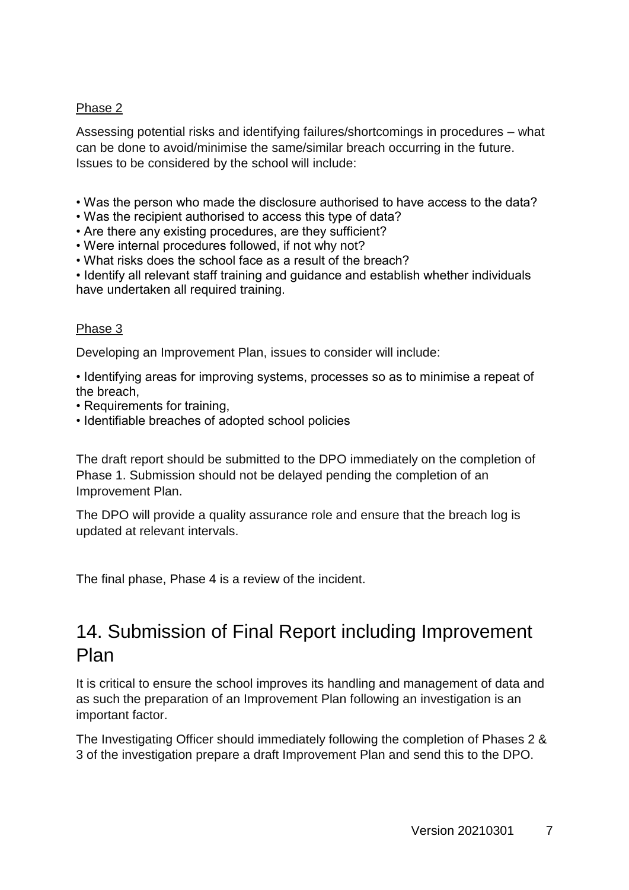Phase 2

Assessing potential risks and identifying failures/shortcomings in procedures – what can be done to avoid/minimise the same/similar breach occurring in the future. Issues to be considered by the school will include:

- Was the person who made the disclosure authorised to have access to the data?
- Was the recipient authorised to access this type of data?
- Are there any existing procedures, are they sufficient?
- Were internal procedures followed, if not why not?
- What risks does the school face as a result of the breach?
- Identify all relevant staff training and guidance and establish whether individuals have undertaken all required training.

Phase 3

Developing an Improvement Plan, issues to consider will include:

- Identifying areas for improving systems, processes so as to minimise a repeat of the breach,
- Requirements for training,
- Identifiable breaches of adopted school policies

The draft report should be submitted to the DPO immediately on the completion of Phase 1. Submission should not be delayed pending the completion of an Improvement Plan.

The DPO will provide a quality assurance role and ensure that the breach log is updated at relevant intervals.

The final phase, Phase 4 is a review of the incident.

# 14. Submission of Final Report including Improvement Plan

It is critical to ensure the school improves its handling and management of data and as such the preparation of an Improvement Plan following an investigation is an important factor.

The Investigating Officer should immediately following the completion of Phases 2 & 3 of the investigation prepare a draft Improvement Plan and send this to the DPO.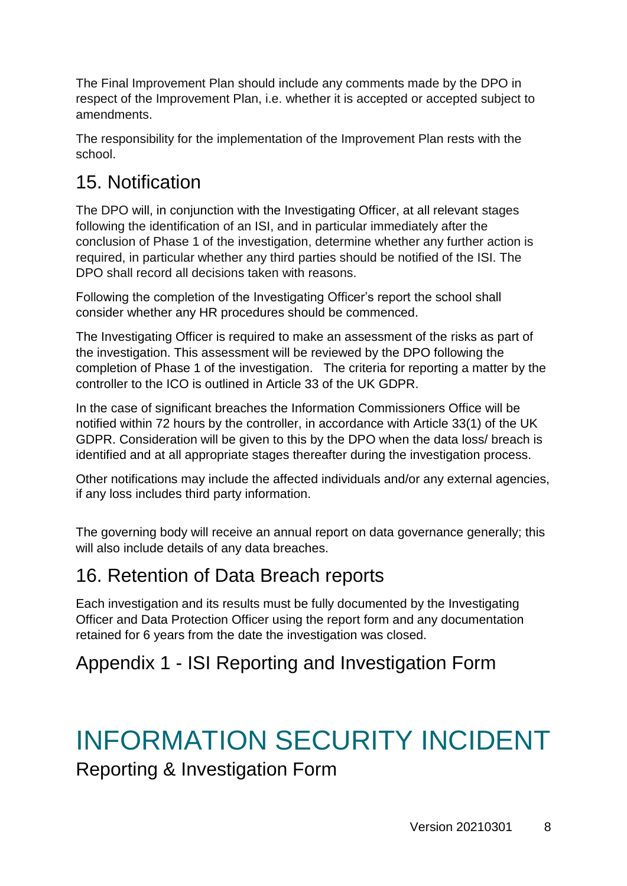The Final Improvement Plan should include any comments made by the DPO in respect of the Improvement Plan, i.e. whether it is accepted or accepted subject to amendments.

The responsibility for the implementation of the Improvement Plan rests with the school.

## 15. Notification

The DPO will, in conjunction with the Investigating Officer, at all relevant stages following the identification of an ISI, and in particular immediately after the conclusion of Phase 1 of the investigation, determine whether any further action is required, in particular whether any third parties should be notified of the ISI. The DPO shall record all decisions taken with reasons.

Following the completion of the Investigating Officer's report the school shall consider whether any HR procedures should be commenced.

The Investigating Officer is required to make an assessment of the risks as part of the investigation. This assessment will be reviewed by the DPO following the completion of Phase 1 of the investigation. The criteria for reporting a matter by the controller to the ICO is outlined in Article 33 of the UK GDPR.

In the case of significant breaches the Information Commissioners Office will be notified within 72 hours by the controller, in accordance with Article 33(1) of the UK GDPR. Consideration will be given to this by the DPO when the data loss/ breach is identified and at all appropriate stages thereafter during the investigation process.

Other notifications may include the affected individuals and/or any external agencies, if any loss includes third party information.

The governing body will receive an annual report on data governance generally; this will also include details of any data breaches.

## 16. Retention of Data Breach reports

Each investigation and its results must be fully documented by the Investigating Officer and Data Protection Officer using the report form and any documentation retained for 6 years from the date the investigation was closed.

## Appendix 1 - ISI Reporting and Investigation Form

# INFORMATION SECURITY INCIDENT

Reporting & Investigation Form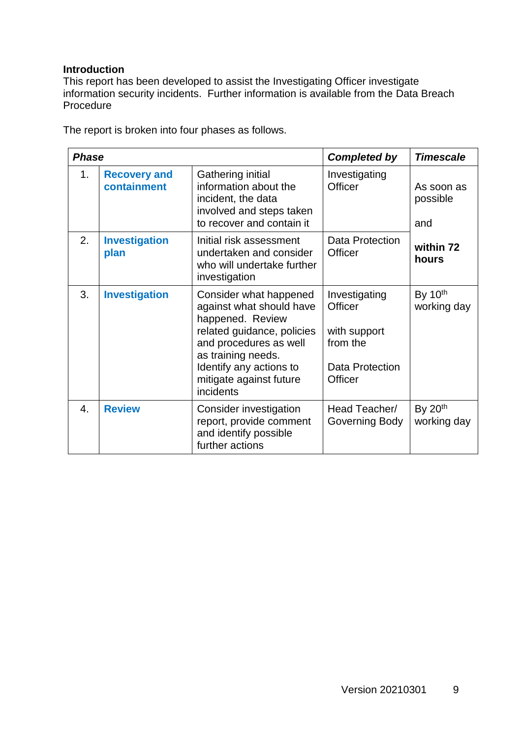**Introduction**

This report has been developed to assist the Investigating Officer investigate information security incidents. Further information is available from the Data Breach Procedure

The report is broken into four phases as follows.

| ***Phase*** | | | ***Completed by*** | ***Timescale*** |
|---|---|---|---|---|
| 1. | **Recovery and containment** | Gathering initial information about the incident, the data involved and steps taken to recover and contain it | Investigating Officer | As soon as possible and **within 72 hours** |
| 2. | **Investigation plan** | Initial risk assessment undertaken and consider who will undertake further investigation | Data Protection Officer | |
| 3. | **Investigation** | Consider what happened against what should have happened. Review related guidance, policies and procedures as well as training needs. Identify any actions to mitigate against future incidents | Investigating Officer with support from the Data Protection Officer | By 10th working day |
| 4. | **Review** | Consider investigation report, provide comment and identify possible further actions | Head Teacher/ Governing Body | By 20th working day |

Version 20210301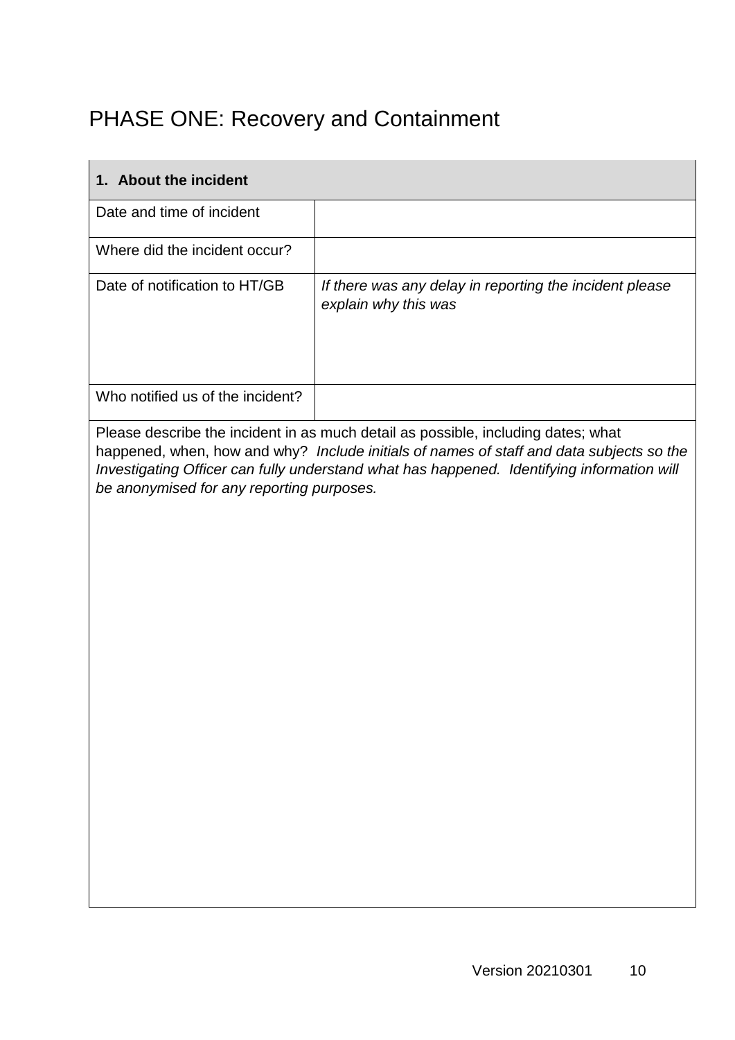# PHASE ONE: Recovery and Containment

| **1. About the incident** | |
|---|---|
| Date and time of incident | |
| Where did the incident occur? | |
| Date of notification to HT/GB | *If there was any delay in reporting the incident please explain why this was* |
| Who notified us of the incident? | |

Please describe the incident in as much detail as possible, including dates; what happened, when, how and why? *Include initials of names of staff and data subjects so the Investigating Officer can fully understand what has happened. Identifying information will be anonymised for any reporting purposes.*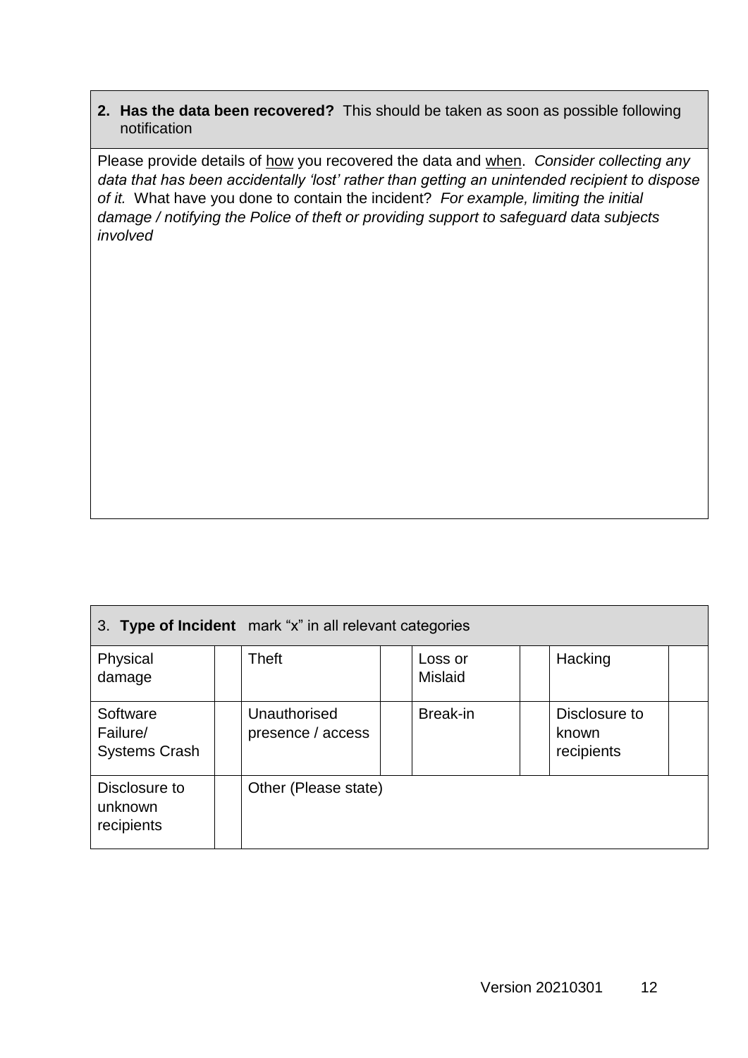| **2. Has the data been recovered?** This should be taken as soon as possible following notification |
|---|
| Please provide details of how you recovered the data and when. *Consider collecting any data that has been accidentally 'lost' rather than getting an unintended recipient to dispose of it.* What have you done to contain the incident? *For example, limiting the initial damage / notifying the Police of theft or providing support to safeguard data subjects involved* |

| 3. **Type of Incident** mark "x" in all relevant categories | | | | | | | |
|---|---|---|---|---|---|---|---|
| Physical damage | | Theft | | Loss or Mislaid | | Hacking | |
| Software Failure/ Systems Crash | | Unauthorised presence / access | | Break-in | | Disclosure to known recipients | |
| Disclosure to unknown recipients | | Other (Please state) | | | | | |

Version 20210301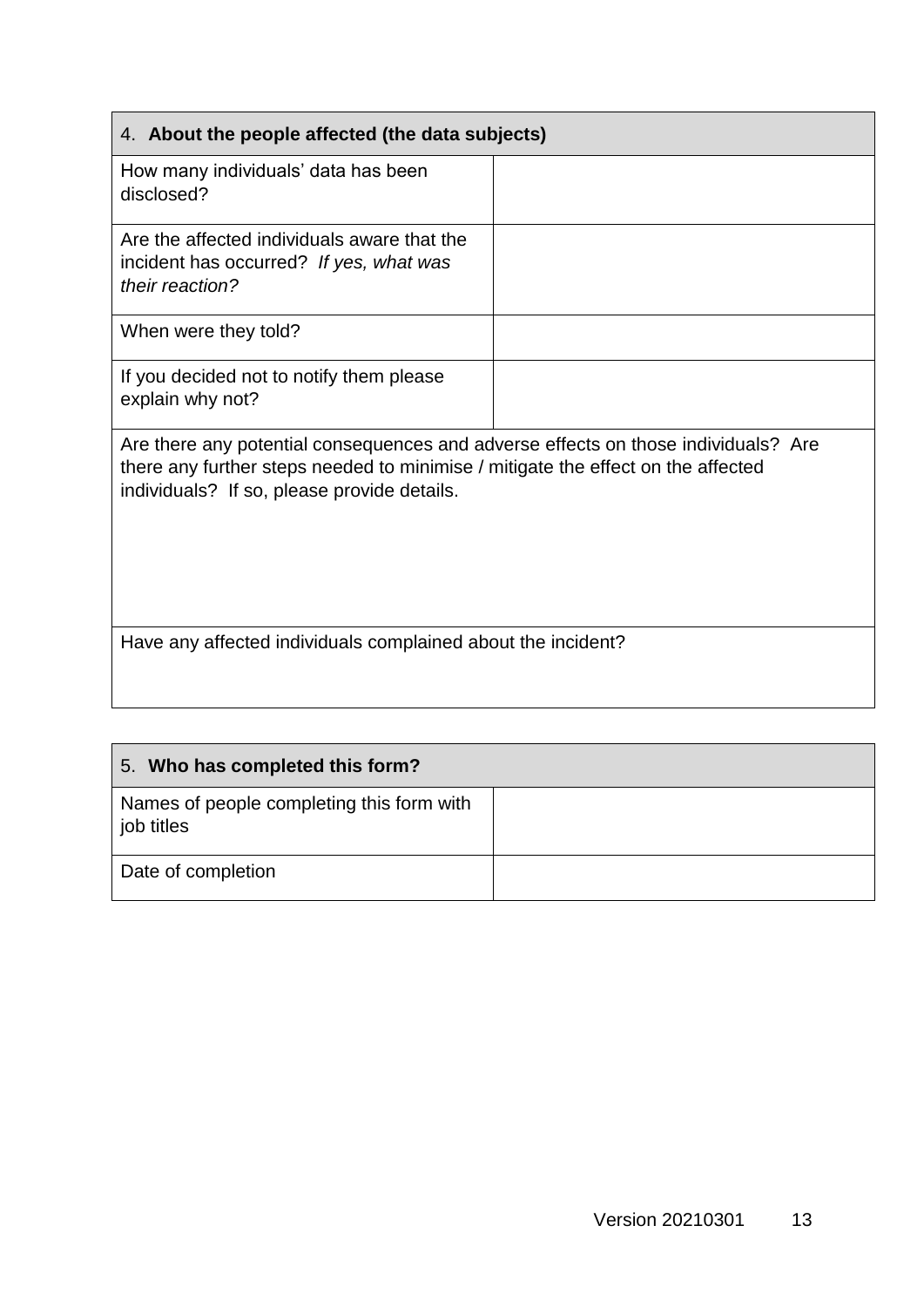| 4. **About the people affected (the data subjects)** | |
|---|---|
| How many individuals' data has been disclosed? | |
| Are the affected individuals aware that the incident has occurred? *If yes, what was their reaction?* | |
| When were they told? | |
| If you decided not to notify them please explain why not? | |
| Are there any potential consequences and adverse effects on those individuals? Are there any further steps needed to minimise / mitigate the effect on the affected individuals? If so, please provide details. | |
| Have any affected individuals complained about the incident? | |

| 5. **Who has completed this form?** | |
|---|---|
| Names of people completing this form with job titles | |
| Date of completion | |

Version 20210301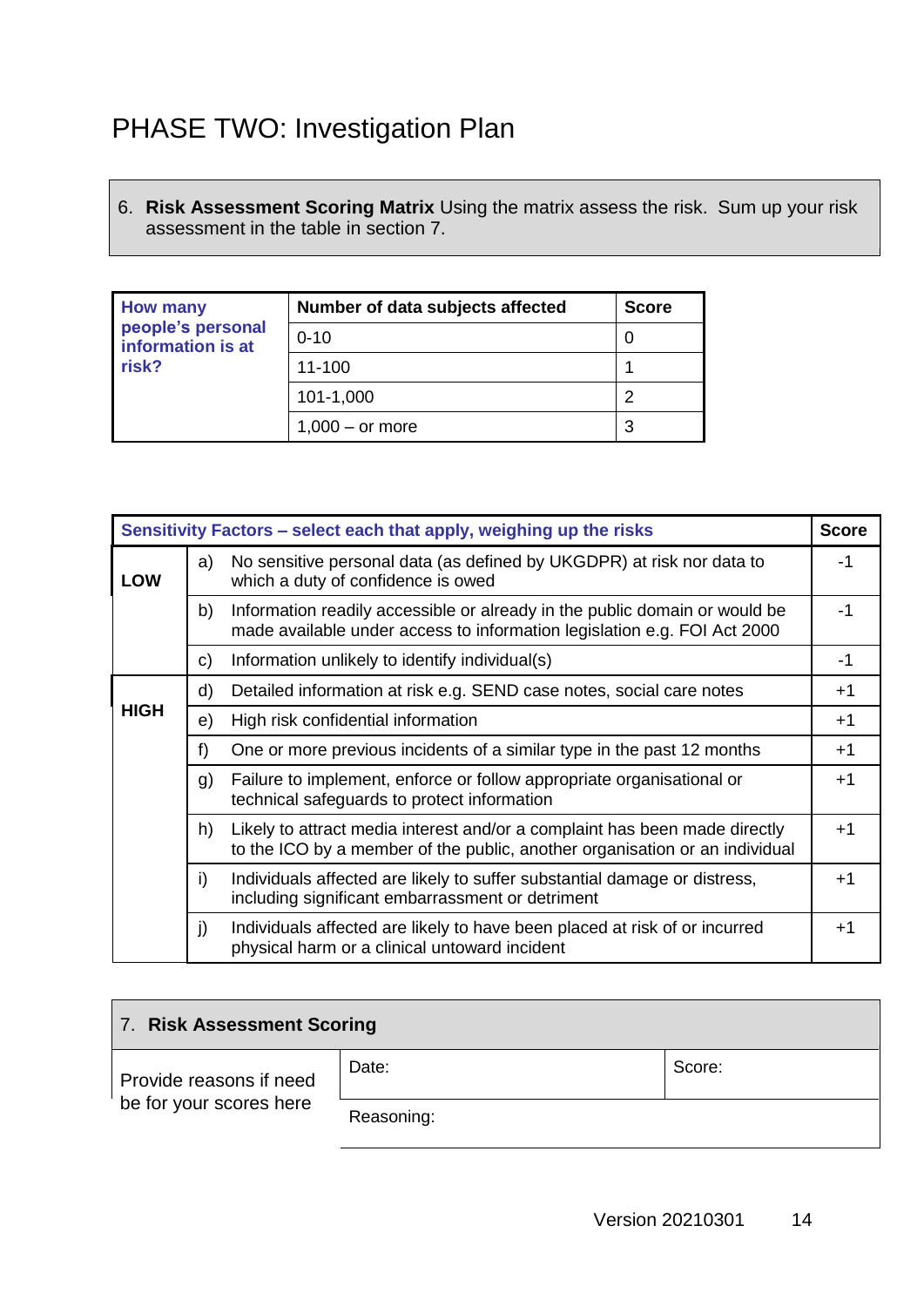# PHASE TWO: Investigation Plan

6. **Risk Assessment Scoring Matrix** Using the matrix assess the risk. Sum up your risk assessment in the table in section 7.

| How many people's personal information is at risk? | Number of data subjects affected | Score |
|---|---|---|
| | 0-10 | 0 |
| | 11-100 | 1 |
| | 101-1,000 | 2 |
| | 1,000 – or more | 3 |

| Sensitivity Factors – select each that apply, weighing up the risks | | | Score |
|---|---|---|---|
| LOW | a) | No sensitive personal data (as defined by UKGDPR) at risk nor data to which a duty of confidence is owed | -1 |
| | b) | Information readily accessible or already in the public domain or would be made available under access to information legislation e.g. FOI Act 2000 | -1 |
| | c) | Information unlikely to identify individual(s) | -1 |
| HIGH | d) | Detailed information at risk e.g. SEND case notes, social care notes | +1 |
| | e) | High risk confidential information | +1 |
| | f) | One or more previous incidents of a similar type in the past 12 months | +1 |
| | g) | Failure to implement, enforce or follow appropriate organisational or technical safeguards to protect information | +1 |
| | h) | Likely to attract media interest and/or a complaint has been made directly to the ICO by a member of the public, another organisation or an individual | +1 |
| | i) | Individuals affected are likely to suffer substantial damage or distress, including significant embarrassment or detriment | +1 |
| | j) | Individuals affected are likely to have been placed at risk of or incurred physical harm or a clinical untoward incident | +1 |

| 7. **Risk Assessment Scoring** | | |
|---|---|---|
| Provide reasons if need be for your scores here | Date: | Score: |
| | Reasoning: | |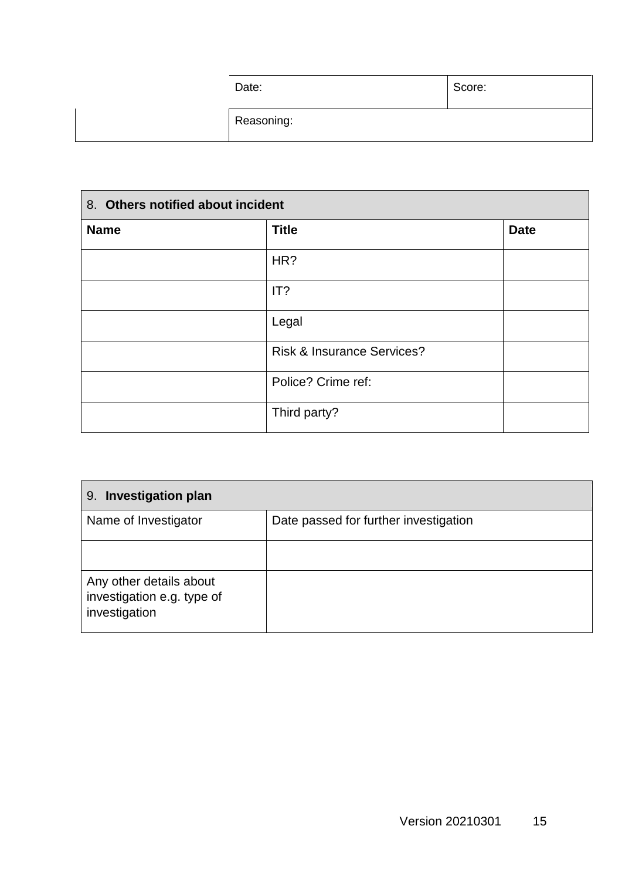| | Date: | Score: |
|---|---|---|
| | Reasoning: | |

| 8. **Others notified about incident** | | |
|---|---|---|
| **Name** | **Title** | **Date** |
| | HR? | |
| | IT? | |
| | Legal | |
| | Risk & Insurance Services? | |
| | Police? Crime ref: | |
| | Third party? | |

| 9. **Investigation plan** | |
|---|---|
| Name of Investigator | Date passed for further investigation |
| | |
| Any other details about investigation e.g. type of investigation | |

Version 20210301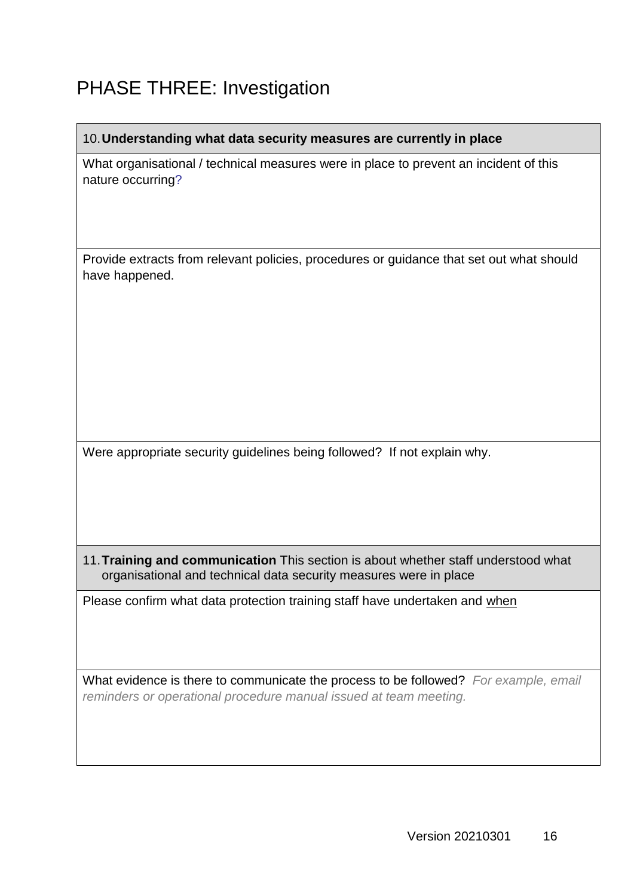# PHASE THREE: Investigation

| 10. **Understanding what data security measures are currently in place** |
| --- |
| What organisational / technical measures were in place to prevent an incident of this nature occurring? |
| Provide extracts from relevant policies, procedures or guidance that set out what should have happened. |
| Were appropriate security guidelines being followed? If not explain why. |

| 11. **Training and communication** This section is about whether staff understood what organisational and technical data security measures were in place |
| --- |
| Please confirm what data protection training staff have undertaken and when |
| What evidence is there to communicate the process to be followed? *For example, email reminders or operational procedure manual issued at team meeting.* |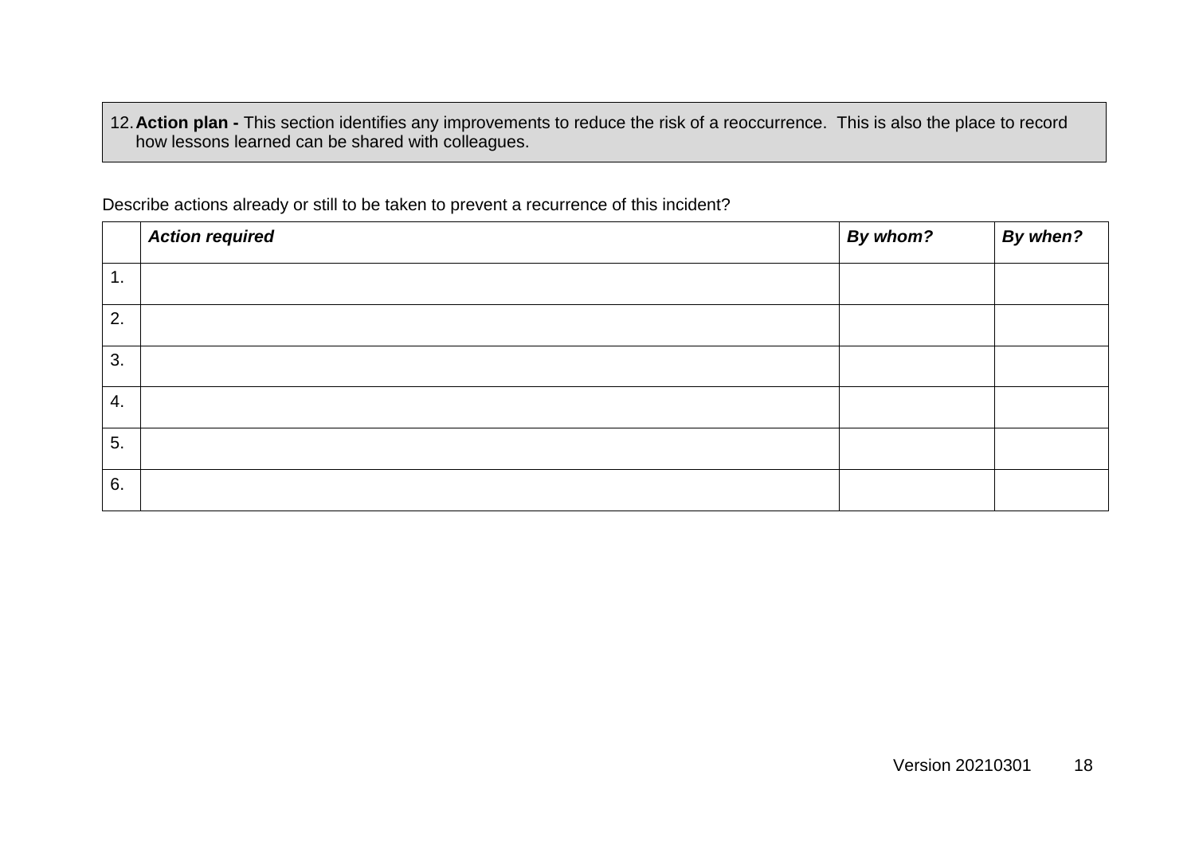12. **Action plan -** This section identifies any improvements to reduce the risk of a reoccurrence. This is also the place to record how lessons learned can be shared with colleagues.

Describe actions already or still to be taken to prevent a recurrence of this incident?

| | ***Action required*** | ***By whom?*** | ***By when?*** |
|---|---|---|---|
| 1. | | | |
| 2. | | | |
| 3. | | | |
| 4. | | | |
| 5. | | | |
| 6. | | | |

Version 20210301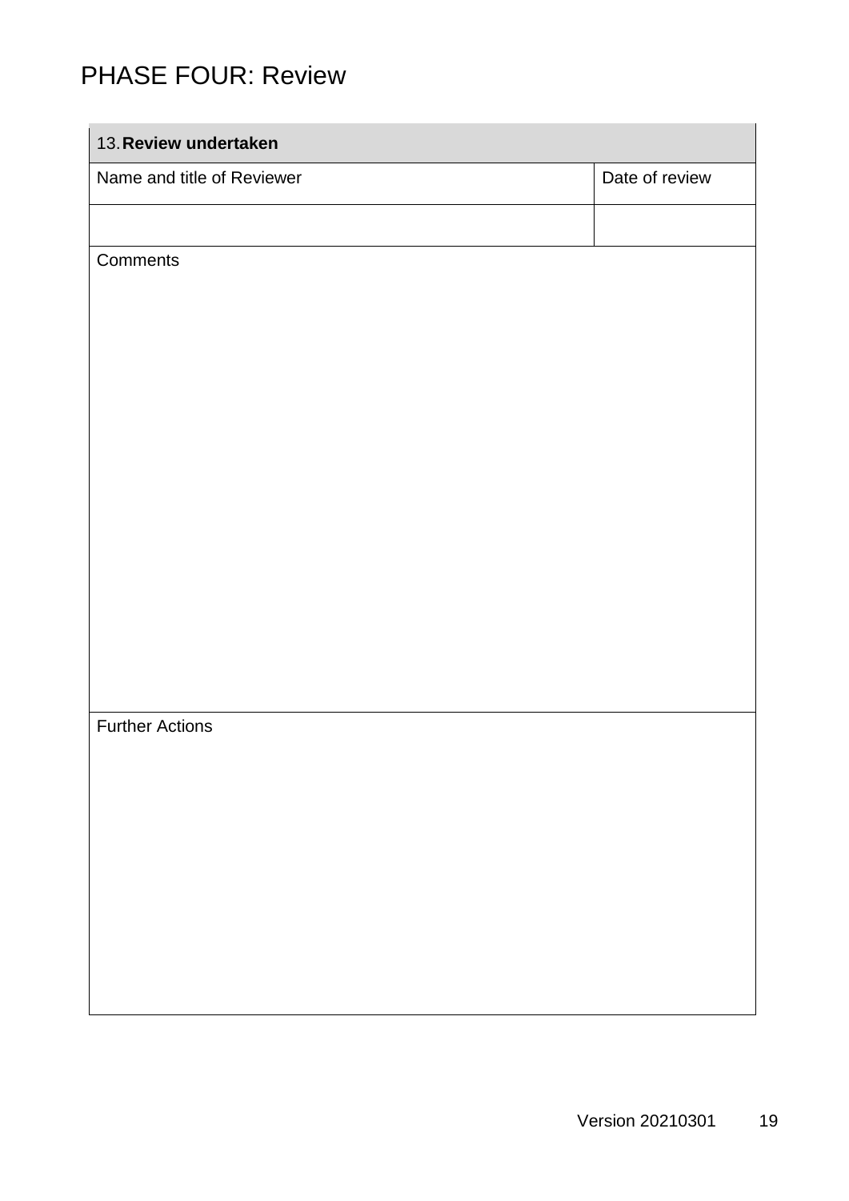# PHASE FOUR: Review

| 13. **Review undertaken** | |
|---|---|
| Name and title of Reviewer | Date of review |
| | |
| Comments | |
| Further Actions | |